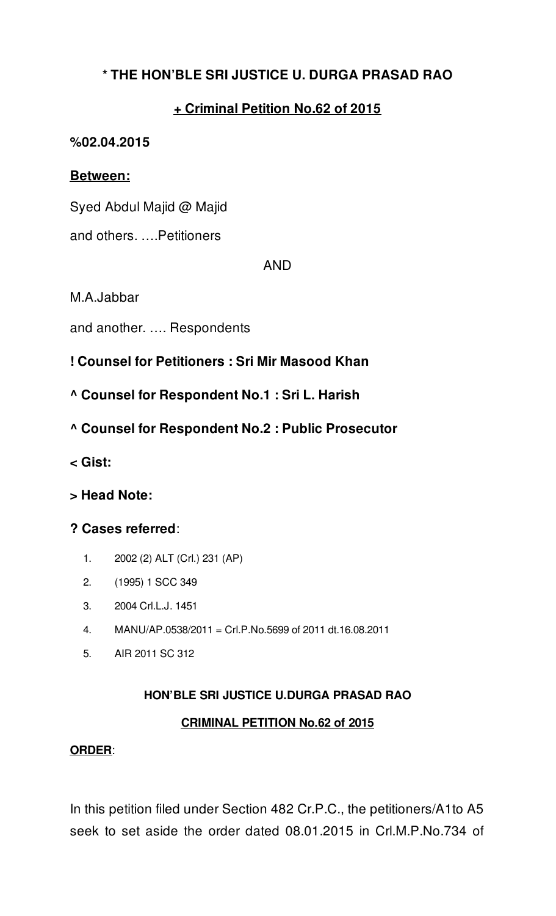**\* THE HON'BLE SRI JUSTICE U. DURGA PRASAD RAO**

**+ Criminal Petition No.62 of 2015**

**%02.04.2015**

**Between:**

Syed Abdul Majid @ Majid

and others. ….Petitioners

AND

M.A.Jabbar

and another. …. Respondents

**! Counsel for Petitioners : Sri Mir Masood Khan**

**^ Counsel for Respondent No.1 : Sri L. Harish**

**^ Counsel for Respondent No.2 : Public Prosecutor**

**< Gist:**

**> Head Note:**

**? Cases referred**:

1. 2002 (2) ALT (Crl.) 231 (AP)
2. (1995) 1 SCC 349
3. 2004 Crl.L.J. 1451
4. MANU/AP.0538/2011 = Crl.P.No.5699 of 2011 dt.16.08.2011
5. AIR 2011 SC 312

**HON'BLE SRI JUSTICE U.DURGA PRASAD RAO**

**CRIMINAL PETITION No.62 of 2015**

**ORDER**:

In this petition filed under Section 482 Cr.P.C., the petitioners/A1to A5 seek to set aside the order dated 08.01.2015 in Crl.M.P.No.734 of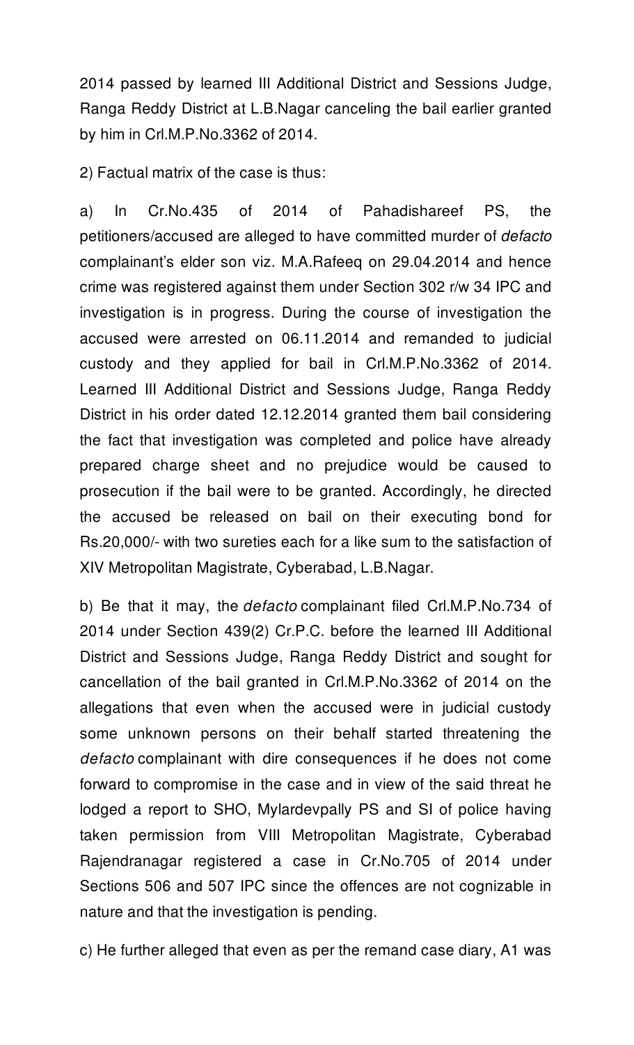2014 passed by learned III Additional District and Sessions Judge, Ranga Reddy District at L.B.Nagar canceling the bail earlier granted by him in Crl.M.P.No.3362 of 2014.

2) Factual matrix of the case is thus:

a) In Cr.No.435 of 2014 of Pahadishareef PS, the petitioners/accused are alleged to have committed murder of *defacto* complainant's elder son viz. M.A.Rafeeq on 29.04.2014 and hence crime was registered against them under Section 302 r/w 34 IPC and investigation is in progress. During the course of investigation the accused were arrested on 06.11.2014 and remanded to judicial custody and they applied for bail in Crl.M.P.No.3362 of 2014. Learned III Additional District and Sessions Judge, Ranga Reddy District in his order dated 12.12.2014 granted them bail considering the fact that investigation was completed and police have already prepared charge sheet and no prejudice would be caused to prosecution if the bail were to be granted. Accordingly, he directed the accused be released on bail on their executing bond for Rs.20,000/- with two sureties each for a like sum to the satisfaction of XIV Metropolitan Magistrate, Cyberabad, L.B.Nagar.

b) Be that it may, the *defacto* complainant filed Crl.M.P.No.734 of 2014 under Section 439(2) Cr.P.C. before the learned III Additional District and Sessions Judge, Ranga Reddy District and sought for cancellation of the bail granted in Crl.M.P.No.3362 of 2014 on the allegations that even when the accused were in judicial custody some unknown persons on their behalf started threatening the *defacto* complainant with dire consequences if he does not come forward to compromise in the case and in view of the said threat he lodged a report to SHO, Mylardevpally PS and SI of police having taken permission from VIII Metropolitan Magistrate, Cyberabad Rajendranagar registered a case in Cr.No.705 of 2014 under Sections 506 and 507 IPC since the offences are not cognizable in nature and that the investigation is pending.

c) He further alleged that even as per the remand case diary, A1 was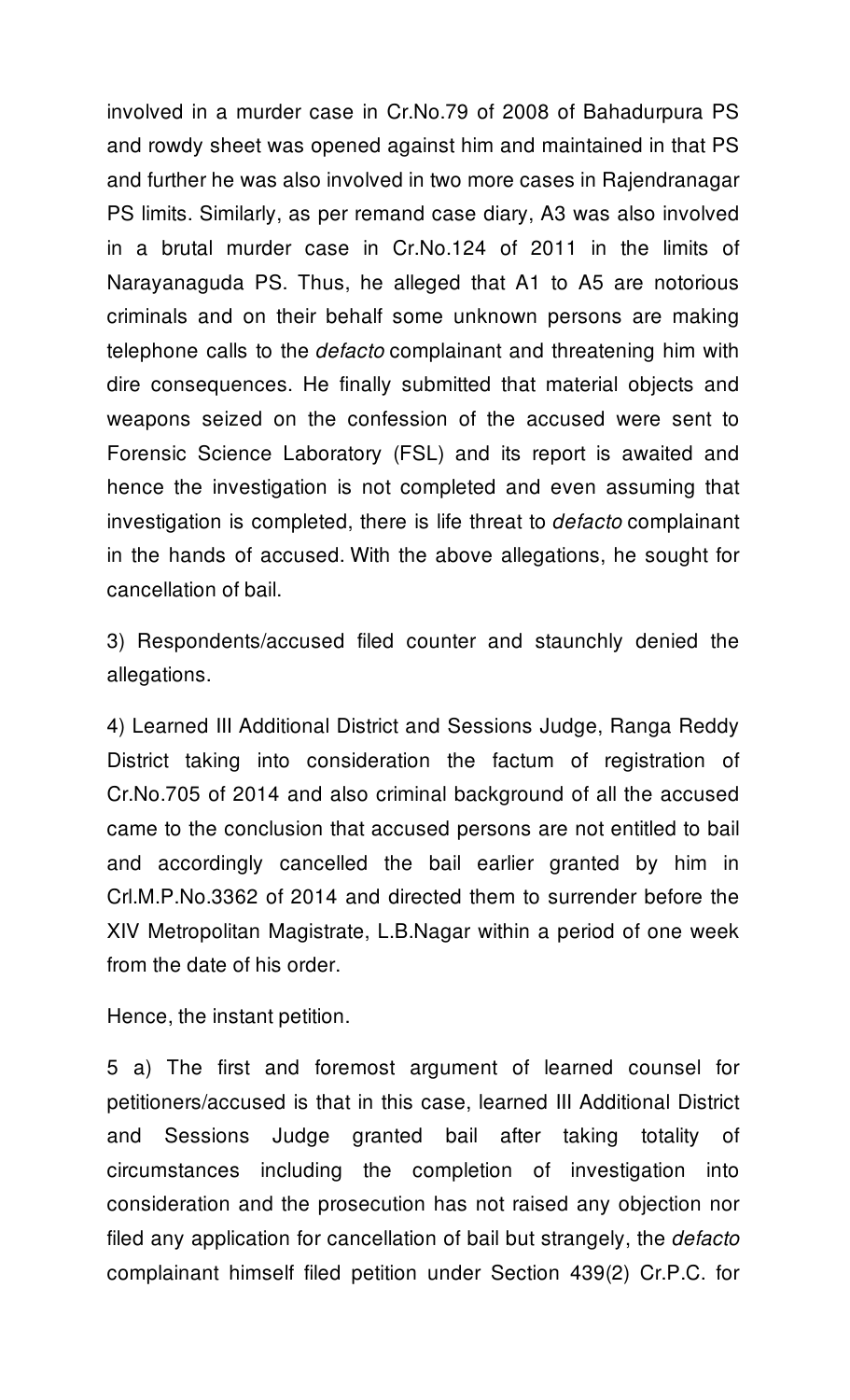involved in a murder case in Cr.No.79 of 2008 of Bahadurpura PS and rowdy sheet was opened against him and maintained in that PS and further he was also involved in two more cases in Rajendranagar PS limits. Similarly, as per remand case diary, A3 was also involved in a brutal murder case in Cr.No.124 of 2011 in the limits of Narayanaguda PS. Thus, he alleged that A1 to A5 are notorious criminals and on their behalf some unknown persons are making telephone calls to the *defacto* complainant and threatening him with dire consequences. He finally submitted that material objects and weapons seized on the confession of the accused were sent to Forensic Science Laboratory (FSL) and its report is awaited and hence the investigation is not completed and even assuming that investigation is completed, there is life threat to *defacto* complainant in the hands of accused. With the above allegations, he sought for cancellation of bail.

3) Respondents/accused filed counter and staunchly denied the allegations.

4) Learned III Additional District and Sessions Judge, Ranga Reddy District taking into consideration the factum of registration of Cr.No.705 of 2014 and also criminal background of all the accused came to the conclusion that accused persons are not entitled to bail and accordingly cancelled the bail earlier granted by him in Crl.M.P.No.3362 of 2014 and directed them to surrender before the XIV Metropolitan Magistrate, L.B.Nagar within a period of one week from the date of his order.

Hence, the instant petition.

5 a) The first and foremost argument of learned counsel for petitioners/accused is that in this case, learned III Additional District and Sessions Judge granted bail after taking totality of circumstances including the completion of investigation into consideration and the prosecution has not raised any objection nor filed any application for cancellation of bail but strangely, the *defacto* complainant himself filed petition under Section 439(2) Cr.P.C. for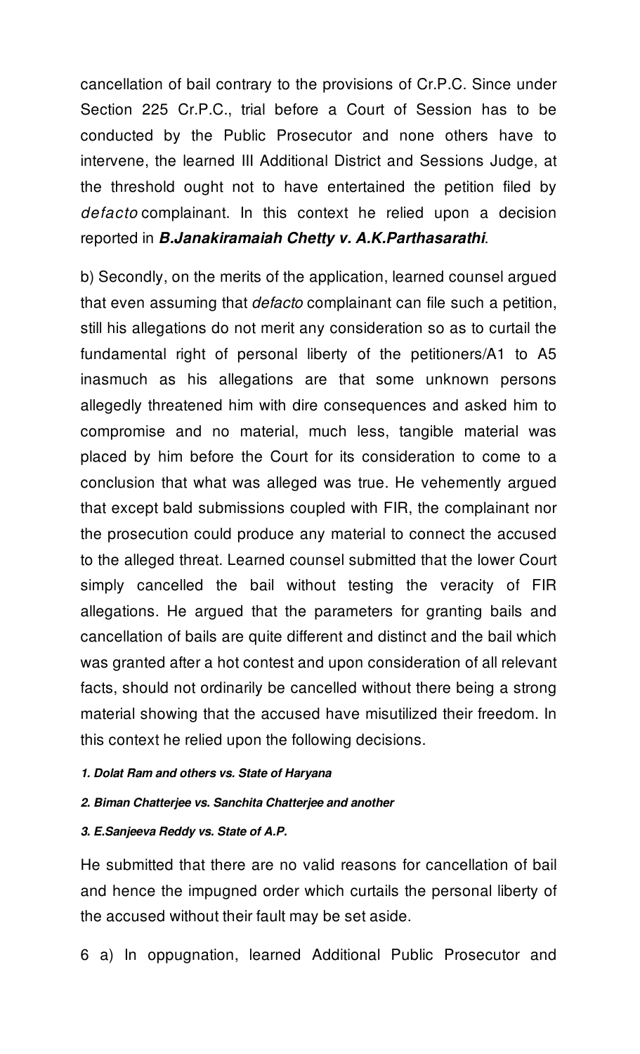cancellation of bail contrary to the provisions of Cr.P.C. Since under Section 225 Cr.P.C., trial before a Court of Session has to be conducted by the Public Prosecutor and none others have to intervene, the learned III Additional District and Sessions Judge, at the threshold ought not to have entertained the petition filed by *defacto* complainant. In this context he relied upon a decision reported in ***B.Janakiramaiah Chetty v. A.K.Parthasarathi***.

b) Secondly, on the merits of the application, learned counsel argued that even assuming that *defacto* complainant can file such a petition, still his allegations do not merit any consideration so as to curtail the fundamental right of personal liberty of the petitioners/A1 to A5 inasmuch as his allegations are that some unknown persons allegedly threatened him with dire consequences and asked him to compromise and no material, much less, tangible material was placed by him before the Court for its consideration to come to a conclusion that what was alleged was true. He vehemently argued that except bald submissions coupled with FIR, the complainant nor the prosecution could produce any material to connect the accused to the alleged threat. Learned counsel submitted that the lower Court simply cancelled the bail without testing the veracity of FIR allegations. He argued that the parameters for granting bails and cancellation of bails are quite different and distinct and the bail which was granted after a hot contest and upon consideration of all relevant facts, should not ordinarily be cancelled without there being a strong material showing that the accused have misutilized their freedom. In this context he relied upon the following decisions.

***1. Dolat Ram and others vs. State of Haryana***

***2. Biman Chatterjee vs. Sanchita Chatterjee and another***

***3. E.Sanjeeva Reddy vs. State of A.P.***

He submitted that there are no valid reasons for cancellation of bail and hence the impugned order which curtails the personal liberty of the accused without their fault may be set aside.

6 a) In oppugnation, learned Additional Public Prosecutor and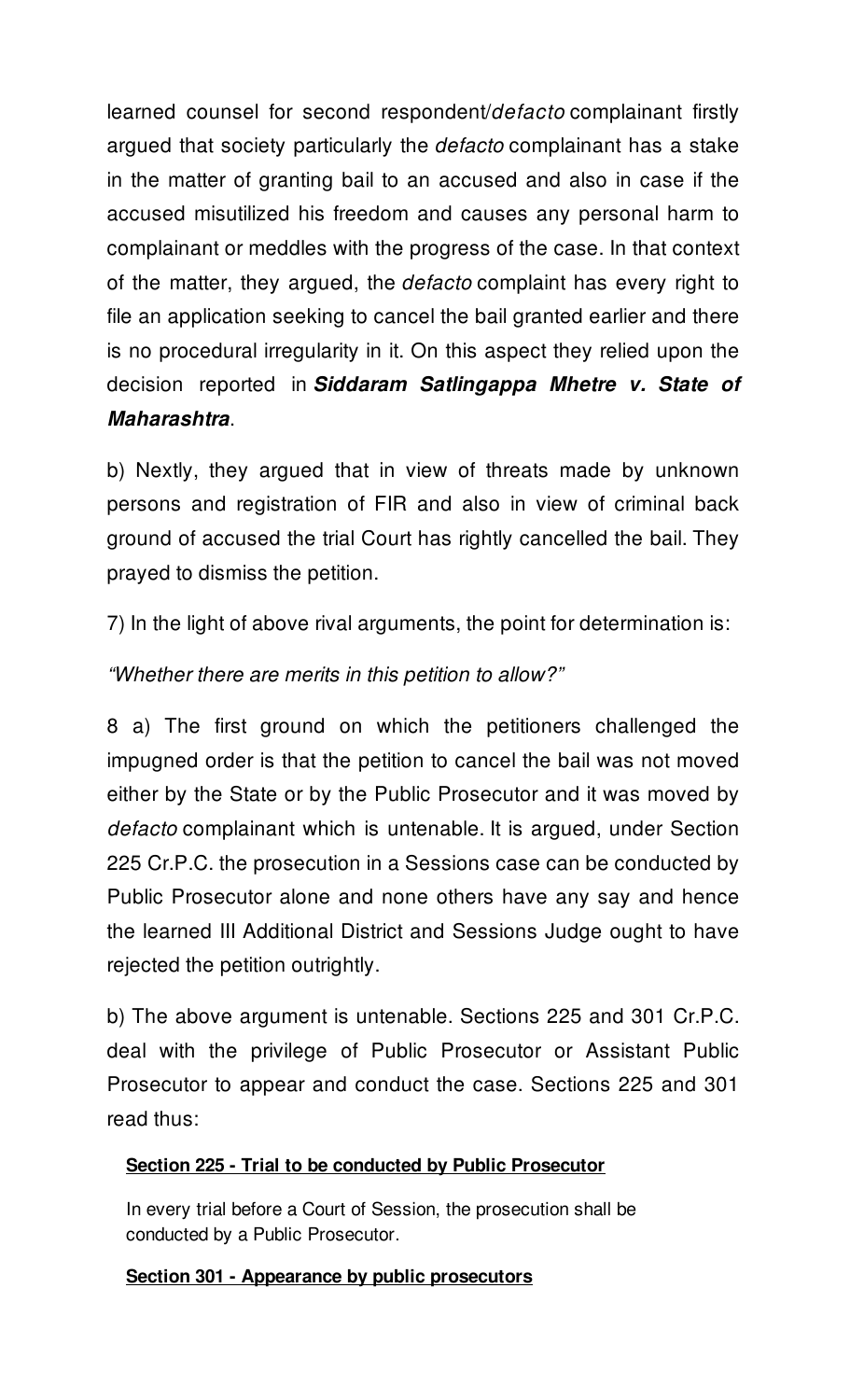learned counsel for second respondent/*defacto* complainant firstly argued that society particularly the *defacto* complainant has a stake in the matter of granting bail to an accused and also in case if the accused misutilized his freedom and causes any personal harm to complainant or meddles with the progress of the case. In that context of the matter, they argued, the *defacto* complaint has every right to file an application seeking to cancel the bail granted earlier and there is no procedural irregularity in it. On this aspect they relied upon the decision reported in ***Siddaram Satlingappa Mhetre v. State of Maharashtra***.

b) Nextly, they argued that in view of threats made by unknown persons and registration of FIR and also in view of criminal back ground of accused the trial Court has rightly cancelled the bail. They prayed to dismiss the petition.

7) In the light of above rival arguments, the point for determination is:

*"Whether there are merits in this petition to allow?"*

8 a) The first ground on which the petitioners challenged the impugned order is that the petition to cancel the bail was not moved either by the State or by the Public Prosecutor and it was moved by *defacto* complainant which is untenable. It is argued, under Section 225 Cr.P.C. the prosecution in a Sessions case can be conducted by Public Prosecutor alone and none others have any say and hence the learned III Additional District and Sessions Judge ought to have rejected the petition outrightly.

b) The above argument is untenable. Sections 225 and 301 Cr.P.C. deal with the privilege of Public Prosecutor or Assistant Public Prosecutor to appear and conduct the case. Sections 225 and 301 read thus:

> **Section 225 - Trial to be conducted by Public Prosecutor**
>
> In every trial before a Court of Session, the prosecution shall be conducted by a Public Prosecutor.
>
> **Section 301 - Appearance by public prosecutors**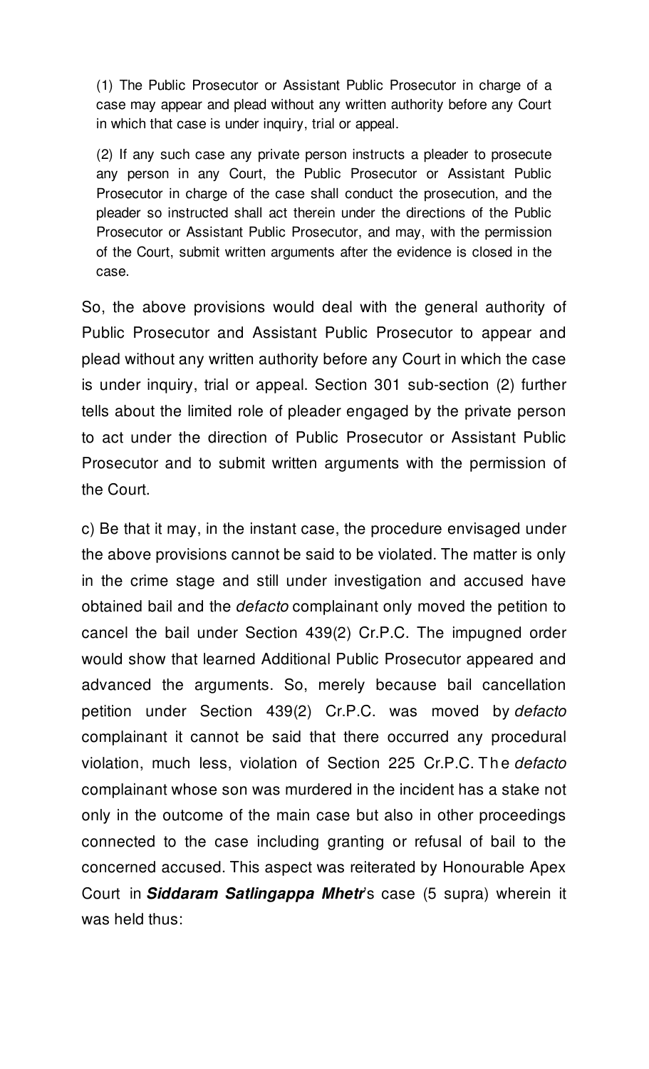> (1) The Public Prosecutor or Assistant Public Prosecutor in charge of a case may appear and plead without any written authority before any Court in which that case is under inquiry, trial or appeal.
>
> (2) If any such case any private person instructs a pleader to prosecute any person in any Court, the Public Prosecutor or Assistant Public Prosecutor in charge of the case shall conduct the prosecution, and the pleader so instructed shall act therein under the directions of the Public Prosecutor or Assistant Public Prosecutor, and may, with the permission of the Court, submit written arguments after the evidence is closed in the case.

So, the above provisions would deal with the general authority of Public Prosecutor and Assistant Public Prosecutor to appear and plead without any written authority before any Court in which the case is under inquiry, trial or appeal. Section 301 sub-section (2) further tells about the limited role of pleader engaged by the private person to act under the direction of Public Prosecutor or Assistant Public Prosecutor and to submit written arguments with the permission of the Court.

c) Be that it may, in the instant case, the procedure envisaged under the above provisions cannot be said to be violated. The matter is only in the crime stage and still under investigation and accused have obtained bail and the *defacto* complainant only moved the petition to cancel the bail under Section 439(2) Cr.P.C. The impugned order would show that learned Additional Public Prosecutor appeared and advanced the arguments. So, merely because bail cancellation petition under Section 439(2) Cr.P.C. was moved by *defacto* complainant it cannot be said that there occurred any procedural violation, much less, violation of Section 225 Cr.P.C. The *defacto* complainant whose son was murdered in the incident has a stake not only in the outcome of the main case but also in other proceedings connected to the case including granting or refusal of bail to the concerned accused. This aspect was reiterated by Honourable Apex Court in ***Siddaram Satlingappa Mhetr***'s case (5 supra) wherein it was held thus: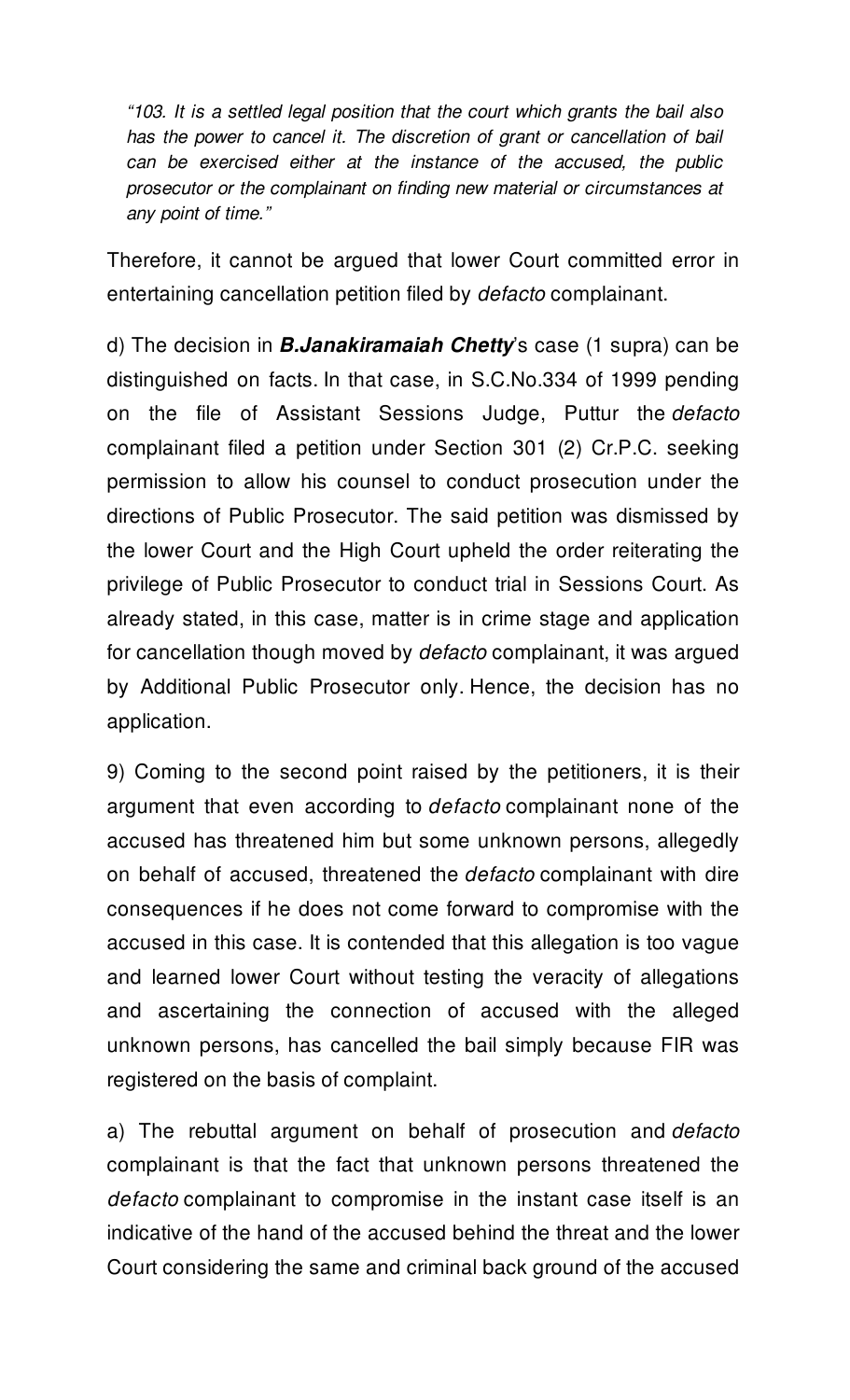*"103. It is a settled legal position that the court which grants the bail also has the power to cancel it. The discretion of grant or cancellation of bail can be exercised either at the instance of the accused, the public prosecutor or the complainant on finding new material or circumstances at any point of time."*

Therefore, it cannot be argued that lower Court committed error in entertaining cancellation petition filed by *defacto* complainant.

d) The decision in ***B.Janakiramaiah Chetty***'s case (1 supra) can be distinguished on facts. In that case, in S.C.No.334 of 1999 pending on the file of Assistant Sessions Judge, Puttur the *defacto* complainant filed a petition under Section 301 (2) Cr.P.C. seeking permission to allow his counsel to conduct prosecution under the directions of Public Prosecutor. The said petition was dismissed by the lower Court and the High Court upheld the order reiterating the privilege of Public Prosecutor to conduct trial in Sessions Court. As already stated, in this case, matter is in crime stage and application for cancellation though moved by *defacto* complainant, it was argued by Additional Public Prosecutor only. Hence, the decision has no application.

9) Coming to the second point raised by the petitioners, it is their argument that even according to *defacto* complainant none of the accused has threatened him but some unknown persons, allegedly on behalf of accused, threatened the *defacto* complainant with dire consequences if he does not come forward to compromise with the accused in this case. It is contended that this allegation is too vague and learned lower Court without testing the veracity of allegations and ascertaining the connection of accused with the alleged unknown persons, has cancelled the bail simply because FIR was registered on the basis of complaint.

a) The rebuttal argument on behalf of prosecution and *defacto* complainant is that the fact that unknown persons threatened the *defacto* complainant to compromise in the instant case itself is an indicative of the hand of the accused behind the threat and the lower Court considering the same and criminal back ground of the accused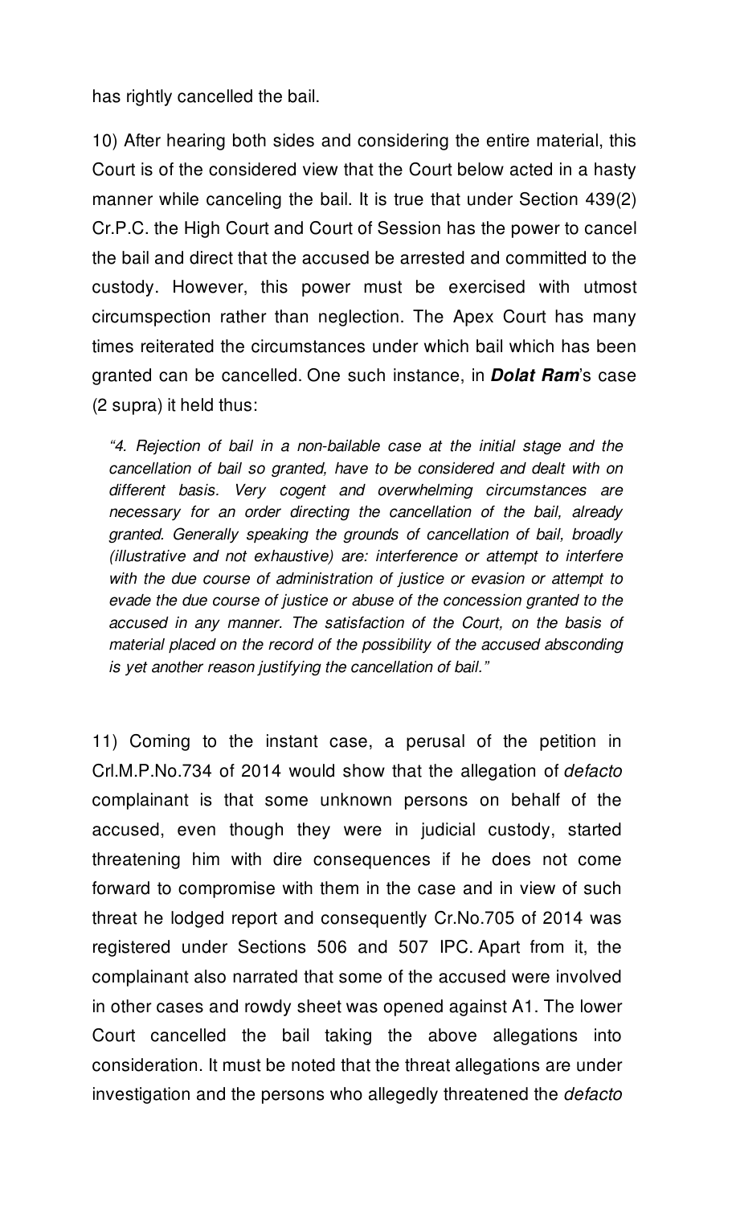has rightly cancelled the bail.

10) After hearing both sides and considering the entire material, this Court is of the considered view that the Court below acted in a hasty manner while canceling the bail. It is true that under Section 439(2) Cr.P.C. the High Court and Court of Session has the power to cancel the bail and direct that the accused be arrested and committed to the custody. However, this power must be exercised with utmost circumspection rather than neglection. The Apex Court has many times reiterated the circumstances under which bail which has been granted can be cancelled. One such instance, in ***Dolat Ram***'s case (2 supra) it held thus:

> *"4. Rejection of bail in a non-bailable case at the initial stage and the cancellation of bail so granted, have to be considered and dealt with on different basis. Very cogent and overwhelming circumstances are necessary for an order directing the cancellation of the bail, already granted. Generally speaking the grounds of cancellation of bail, broadly (illustrative and not exhaustive) are: interference or attempt to interfere with the due course of administration of justice or evasion or attempt to evade the due course of justice or abuse of the concession granted to the accused in any manner. The satisfaction of the Court, on the basis of material placed on the record of the possibility of the accused absconding is yet another reason justifying the cancellation of bail."*

11) Coming to the instant case, a perusal of the petition in Crl.M.P.No.734 of 2014 would show that the allegation of *defacto* complainant is that some unknown persons on behalf of the accused, even though they were in judicial custody, started threatening him with dire consequences if he does not come forward to compromise with them in the case and in view of such threat he lodged report and consequently Cr.No.705 of 2014 was registered under Sections 506 and 507 IPC. Apart from it, the complainant also narrated that some of the accused were involved in other cases and rowdy sheet was opened against A1. The lower Court cancelled the bail taking the above allegations into consideration. It must be noted that the threat allegations are under investigation and the persons who allegedly threatened the *defacto*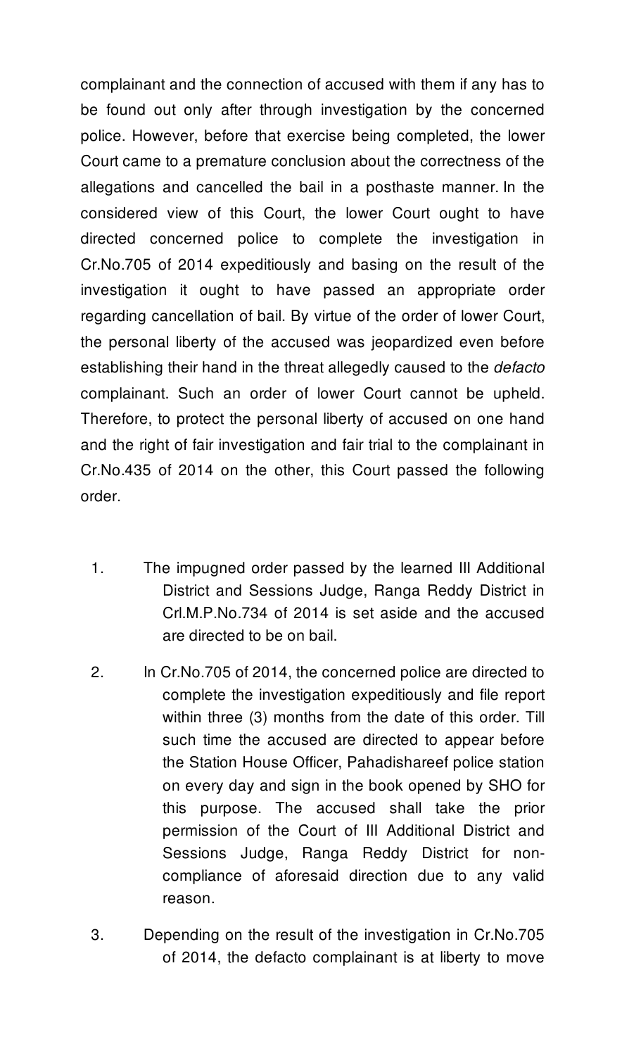complainant and the connection of accused with them if any has to be found out only after through investigation by the concerned police. However, before that exercise being completed, the lower Court came to a premature conclusion about the correctness of the allegations and cancelled the bail in a posthaste manner. In the considered view of this Court, the lower Court ought to have directed concerned police to complete the investigation in Cr.No.705 of 2014 expeditiously and basing on the result of the investigation it ought to have passed an appropriate order regarding cancellation of bail. By virtue of the order of lower Court, the personal liberty of the accused was jeopardized even before establishing their hand in the threat allegedly caused to the *defacto* complainant. Such an order of lower Court cannot be upheld. Therefore, to protect the personal liberty of accused on one hand and the right of fair investigation and fair trial to the complainant in Cr.No.435 of 2014 on the other, this Court passed the following order.

1. The impugned order passed by the learned III Additional District and Sessions Judge, Ranga Reddy District in Crl.M.P.No.734 of 2014 is set aside and the accused are directed to be on bail.

2. In Cr.No.705 of 2014, the concerned police are directed to complete the investigation expeditiously and file report within three (3) months from the date of this order. Till such time the accused are directed to appear before the Station House Officer, Pahadishareef police station on every day and sign in the book opened by SHO for this purpose. The accused shall take the prior permission of the Court of III Additional District and Sessions Judge, Ranga Reddy District for non-compliance of aforesaid direction due to any valid reason.

3. Depending on the result of the investigation in Cr.No.705 of 2014, the defacto complainant is at liberty to move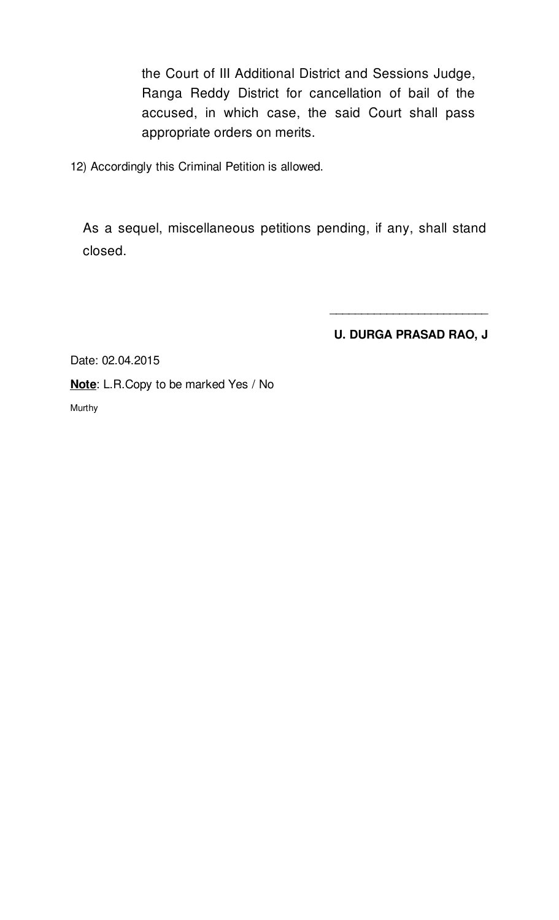the Court of III Additional District and Sessions Judge, Ranga Reddy District for cancellation of bail of the accused, in which case, the said Court shall pass appropriate orders on merits.

12) Accordingly this Criminal Petition is allowed.

As a sequel, miscellaneous petitions pending, if any, shall stand closed.

______________________

**U. DURGA PRASAD RAO, J**

Date: 02.04.2015

**Note**: L.R.Copy to be marked Yes / No

Murthy